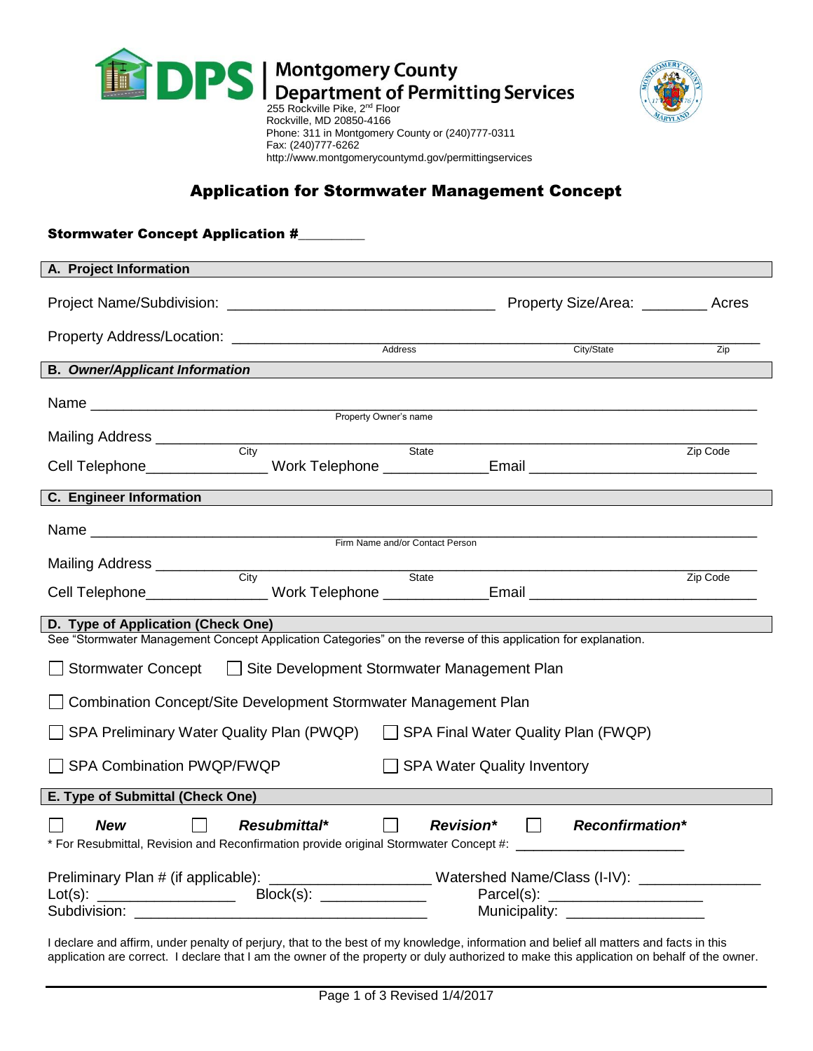**Montgomery County**
**Department of Permitting Services**
255 Rockville Pike, 2nd Floor
Rockville, MD 20850-4166
Phone: 311 in Montgomery County or (240)777-0311
Fax: (240)777-6262
http://www.montgomerycountymd.gov/permittingservices

# Application for Stormwater Management Concept

**Stormwater Concept Application #________**

## A. Project Information

Project Name/Subdivision: ________________________________ Property Size/Area: ________ Acres

Property Address/Location: ________________________________________________________________
Address / City/State / Zip

## B. *Owner/Applicant Information*

Name ______________________________________________________________________________
Property Owner's name

Mailing Address ______________________________________________________________________
City / State / Zip Code

Cell Telephone_______________ Work Telephone _____________Email ___________________________

## C. Engineer Information

Name ______________________________________________________________________________
Firm Name and/or Contact Person

Mailing Address ______________________________________________________________________
City / State / Zip Code

Cell Telephone_______________ Work Telephone _____________Email ___________________________

## D. Type of Application (Check One)

See "Stormwater Management Concept Application Categories" on the reverse of this application for explanation.

☐ Stormwater Concept ☐ Site Development Stormwater Management Plan

☐ Combination Concept/Site Development Stormwater Management Plan

☐ SPA Preliminary Water Quality Plan (PWQP) ☐ SPA Final Water Quality Plan (FWQP)

☐ SPA Combination PWQP/FWQP ☐ SPA Water Quality Inventory

## E. Type of Submittal (Check One)

☐ ***New*** ☐ ***Resubmittal**** ☐ ***Revision**** ☐ ***Reconfirmation****

* For Resubmittal, Revision and Reconfirmation provide original Stormwater Concept #: ______________________

Preliminary Plan # (if applicable): ____________________ Watershed Name/Class (I-IV): _______________
Lot(s): _________________ Block(s): _____________ Parcel(s): ___________________
Subdivision: ____________________________________ Municipality: _________________

I declare and affirm, under penalty of perjury, that to the best of my knowledge, information and belief all matters and facts in this application are correct. I declare that I am the owner of the property or duly authorized to make this application on behalf of the owner.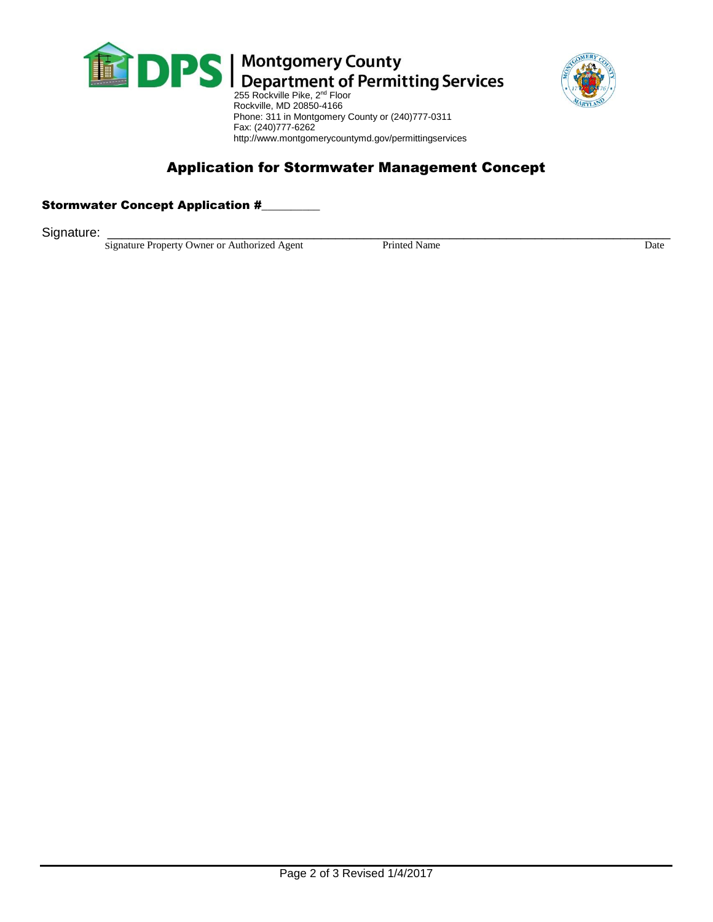**Montgomery County**
**Department of Permitting Services**
255 Rockville Pike, 2nd Floor
Rockville, MD 20850-4166
Phone: 311 in Montgomery County or (240)777-0311
Fax: (240)777-6262
http://www.montgomerycountymd.gov/permittingservices

# Application for Stormwater Management Concept

**Stormwater Concept Application #**_________

Signature: ________________________________________________________________________________

Signature Property Owner or Authorized Agent | Printed Name | Date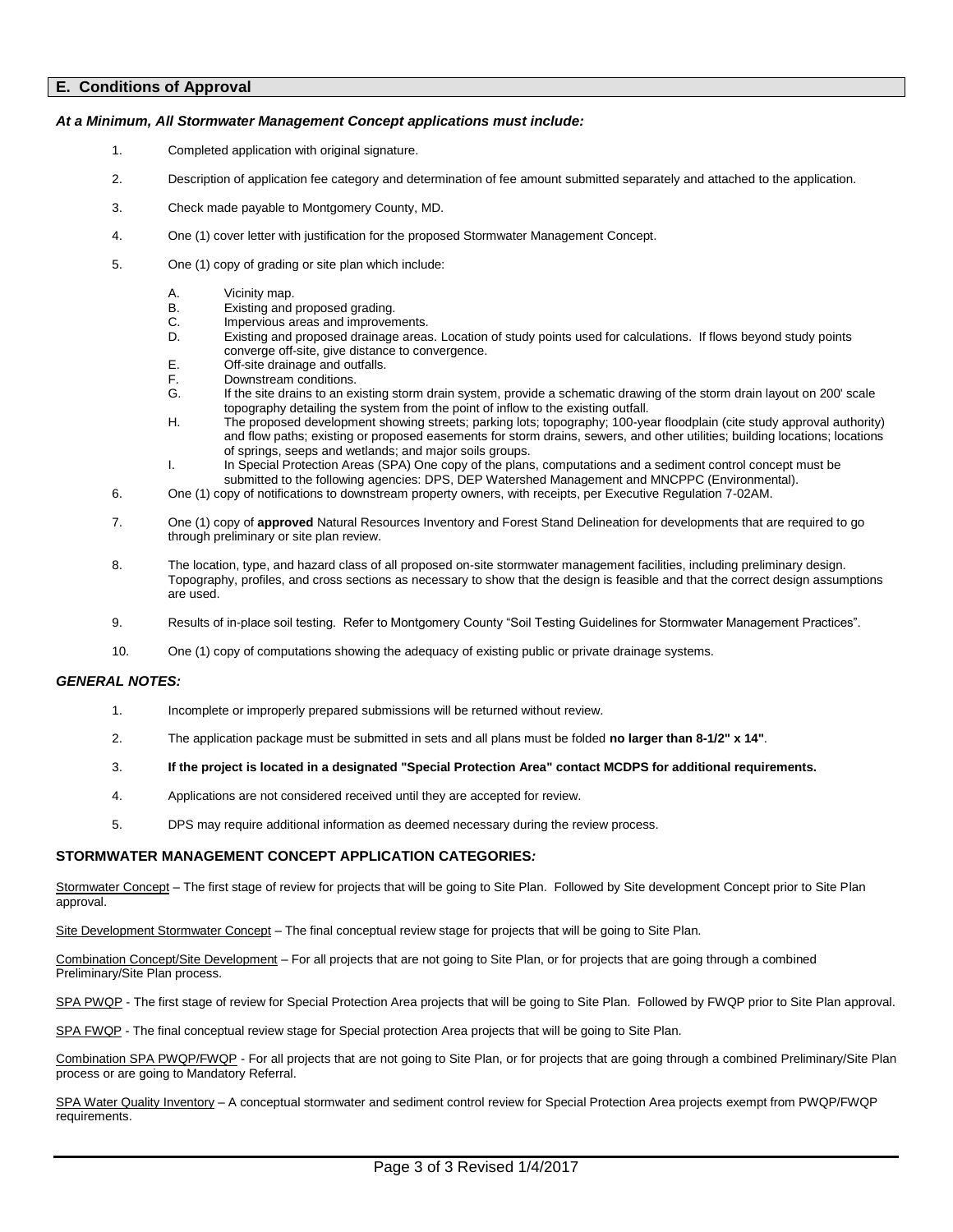## E. Conditions of Approval

***At a Minimum, All Stormwater Management Concept applications must include:***

1. Completed application with original signature.
2. Description of application fee category and determination of fee amount submitted separately and attached to the application.
3. Check made payable to Montgomery County, MD.
4. One (1) cover letter with justification for the proposed Stormwater Management Concept.
5. One (1) copy of grading or site plan which include:
   - A. Vicinity map.
   - B. Existing and proposed grading.
   - C. Impervious areas and improvements.
   - D. Existing and proposed drainage areas. Location of study points used for calculations. If flows beyond study points converge off-site, give distance to convergence.
   - E. Off-site drainage and outfalls.
   - F. Downstream conditions.
   - G. If the site drains to an existing storm drain system, provide a schematic drawing of the storm drain layout on 200' scale topography detailing the system from the point of inflow to the existing outfall.
   - H. The proposed development showing streets; parking lots; topography; 100-year floodplain (cite study approval authority) and flow paths; existing or proposed easements for storm drains, sewers, and other utilities; building locations; locations of springs, seeps and wetlands; and major soils groups.
   - I. In Special Protection Areas (SPA) One copy of the plans, computations and a sediment control concept must be submitted to the following agencies: DPS, DEP Watershed Management and MNCPPC (Environmental).
6. One (1) copy of notifications to downstream property owners, with receipts, per Executive Regulation 7-02AM.
7. One (1) copy of **approved** Natural Resources Inventory and Forest Stand Delineation for developments that are required to go through preliminary or site plan review.
8. The location, type, and hazard class of all proposed on-site stormwater management facilities, including preliminary design. Topography, profiles, and cross sections as necessary to show that the design is feasible and that the correct design assumptions are used.
9. Results of in-place soil testing. Refer to Montgomery County "Soil Testing Guidelines for Stormwater Management Practices".
10. One (1) copy of computations showing the adequacy of existing public or private drainage systems.

***GENERAL NOTES:***

1. Incomplete or improperly prepared submissions will be returned without review.
2. The application package must be submitted in sets and all plans must be folded **no larger than 8-1/2" x 14"**.
3. **If the project is located in a designated "Special Protection Area" contact MCDPS for additional requirements.**
4. Applications are not considered received until they are accepted for review.
5. DPS may require additional information as deemed necessary during the review process.

### STORMWATER MANAGEMENT CONCEPT APPLICATION CATEGORIES*:*

Stormwater Concept – The first stage of review for projects that will be going to Site Plan. Followed by Site development Concept prior to Site Plan approval.

Site Development Stormwater Concept – The final conceptual review stage for projects that will be going to Site Plan.

Combination Concept/Site Development – For all projects that are not going to Site Plan, or for projects that are going through a combined Preliminary/Site Plan process.

SPA PWQP - The first stage of review for Special Protection Area projects that will be going to Site Plan. Followed by FWQP prior to Site Plan approval.

SPA FWQP - The final conceptual review stage for Special protection Area projects that will be going to Site Plan.

Combination SPA PWQP/FWQP - For all projects that are not going to Site Plan, or for projects that are going through a combined Preliminary/Site Plan process or are going to Mandatory Referral.

SPA Water Quality Inventory – A conceptual stormwater and sediment control review for Special Protection Area projects exempt from PWQP/FWQP requirements.